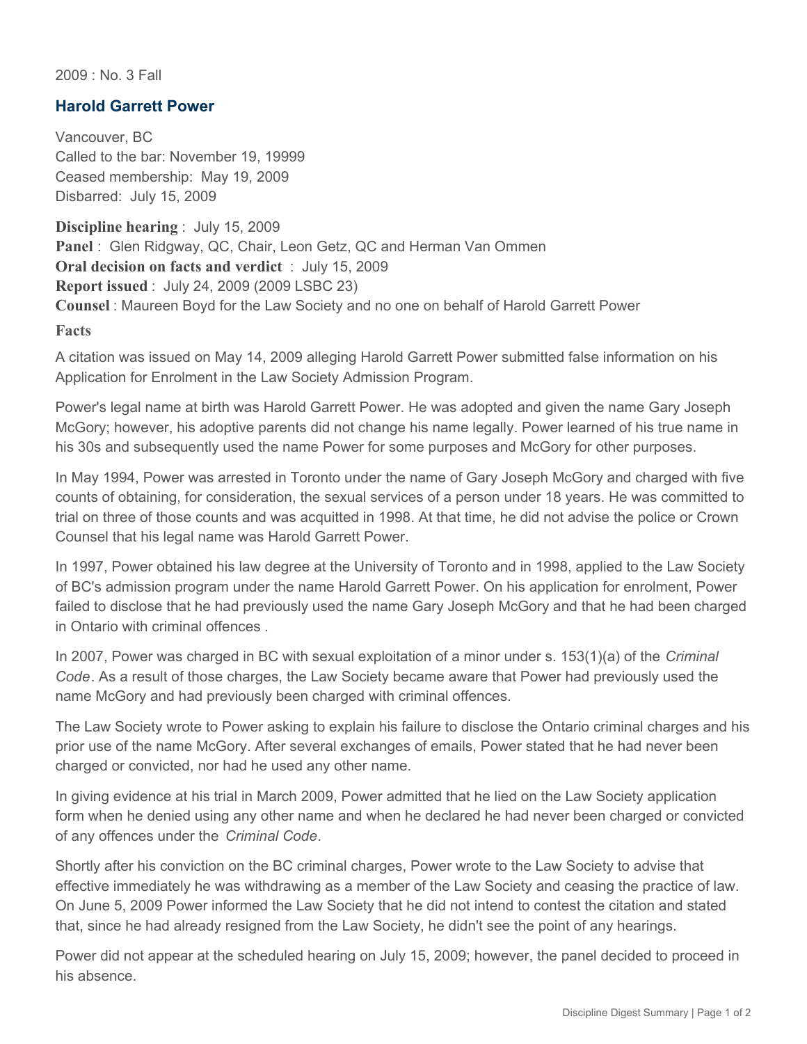2009 : No. 3 Fall

## Harold Garrett Power

Vancouver, BC
Called to the bar: November 19, 19999
Ceased membership: May 19, 2009
Disbarred: July 15, 2009

**Discipline hearing** : July 15, 2009
**Panel** : Glen Ridgway, QC, Chair, Leon Getz, QC and Herman Van Ommen
**Oral decision on facts and verdict** : July 15, 2009
**Report issued** : July 24, 2009 (2009 LSBC 23)
**Counsel** : Maureen Boyd for the Law Society and no one on behalf of Harold Garrett Power

**Facts**

A citation was issued on May 14, 2009 alleging Harold Garrett Power submitted false information on his Application for Enrolment in the Law Society Admission Program.

Power's legal name at birth was Harold Garrett Power. He was adopted and given the name Gary Joseph McGory; however, his adoptive parents did not change his name legally. Power learned of his true name in his 30s and subsequently used the name Power for some purposes and McGory for other purposes.

In May 1994, Power was arrested in Toronto under the name of Gary Joseph McGory and charged with five counts of obtaining, for consideration, the sexual services of a person under 18 years. He was committed to trial on three of those counts and was acquitted in 1998. At that time, he did not advise the police or Crown Counsel that his legal name was Harold Garrett Power.

In 1997, Power obtained his law degree at the University of Toronto and in 1998, applied to the Law Society of BC's admission program under the name Harold Garrett Power. On his application for enrolment, Power failed to disclose that he had previously used the name Gary Joseph McGory and that he had been charged in Ontario with criminal offences .

In 2007, Power was charged in BC with sexual exploitation of a minor under s. 153(1)(a) of the *Criminal Code*. As a result of those charges, the Law Society became aware that Power had previously used the name McGory and had previously been charged with criminal offences.

The Law Society wrote to Power asking to explain his failure to disclose the Ontario criminal charges and his prior use of the name McGory. After several exchanges of emails, Power stated that he had never been charged or convicted, nor had he used any other name.

In giving evidence at his trial in March 2009, Power admitted that he lied on the Law Society application form when he denied using any other name and when he declared he had never been charged or convicted of any offences under the *Criminal Code*.

Shortly after his conviction on the BC criminal charges, Power wrote to the Law Society to advise that effective immediately he was withdrawing as a member of the Law Society and ceasing the practice of law. On June 5, 2009 Power informed the Law Society that he did not intend to contest the citation and stated that, since he had already resigned from the Law Society, he didn't see the point of any hearings.

Power did not appear at the scheduled hearing on July 15, 2009; however, the panel decided to proceed in his absence.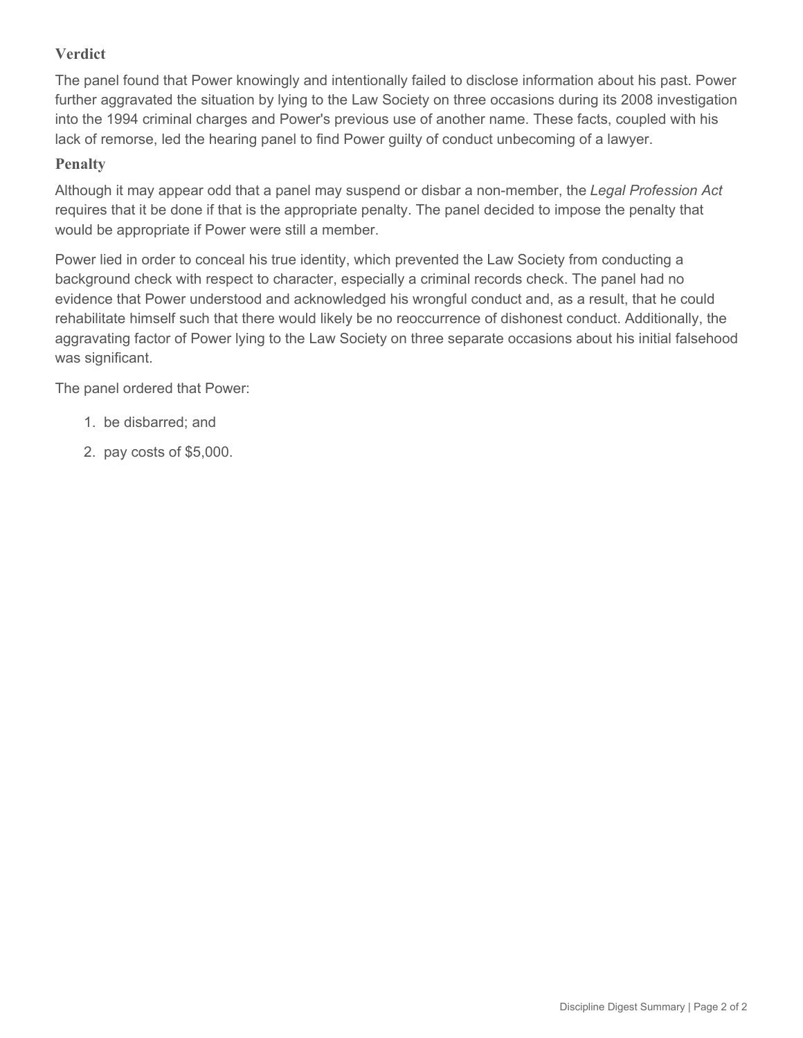## Verdict

The panel found that Power knowingly and intentionally failed to disclose information about his past. Power further aggravated the situation by lying to the Law Society on three occasions during its 2008 investigation into the 1994 criminal charges and Power's previous use of another name. These facts, coupled with his lack of remorse, led the hearing panel to find Power guilty of conduct unbecoming of a lawyer.

## Penalty

Although it may appear odd that a panel may suspend or disbar a non-member, the *Legal Profession Act* requires that it be done if that is the appropriate penalty. The panel decided to impose the penalty that would be appropriate if Power were still a member.

Power lied in order to conceal his true identity, which prevented the Law Society from conducting a background check with respect to character, especially a criminal records check. The panel had no evidence that Power understood and acknowledged his wrongful conduct and, as a result, that he could rehabilitate himself such that there would likely be no reoccurrence of dishonest conduct. Additionally, the aggravating factor of Power lying to the Law Society on three separate occasions about his initial falsehood was significant.

The panel ordered that Power:

1. be disbarred; and
2. pay costs of $5,000.